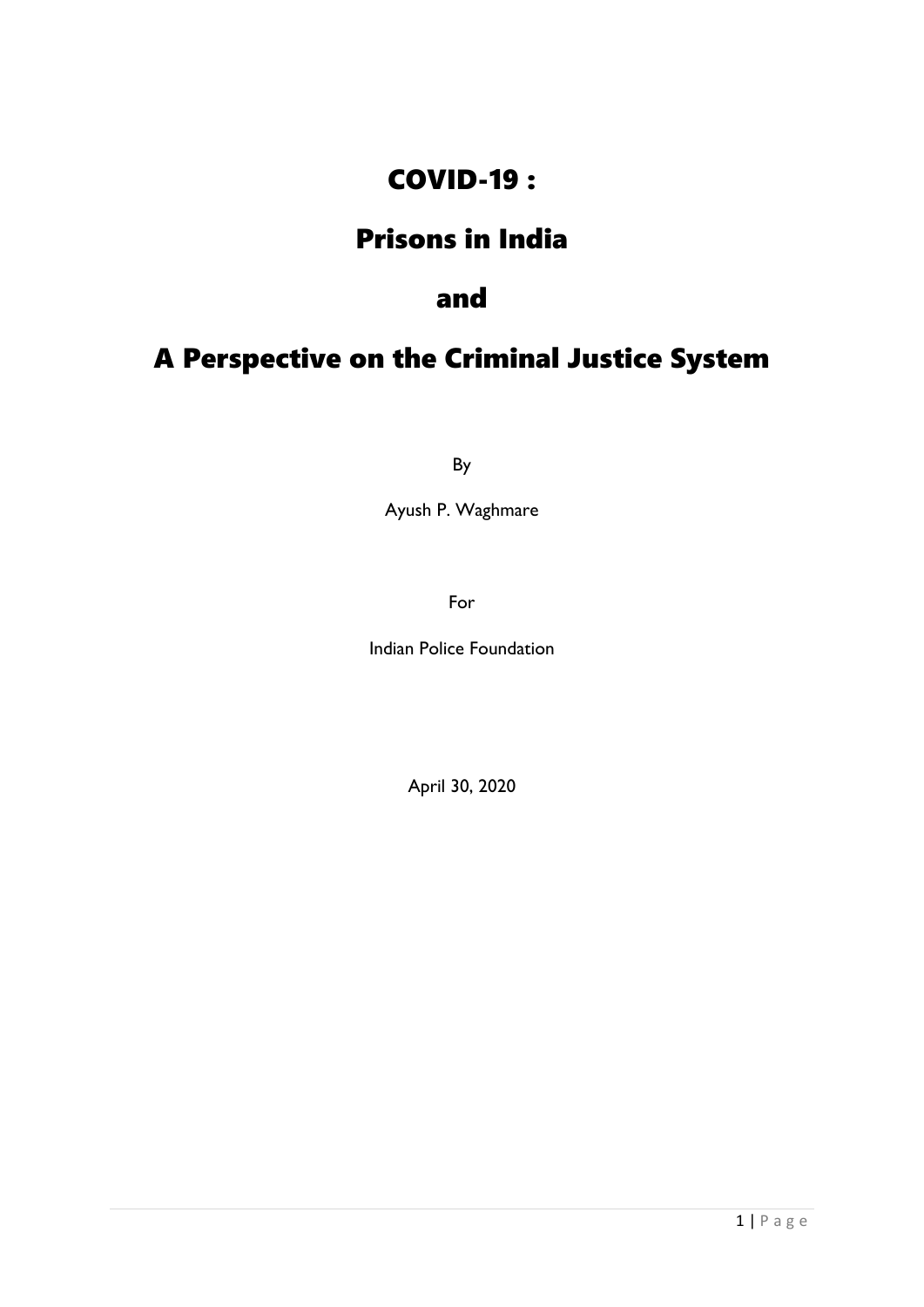# COVID-19 :

# Prisons in India

# and

# A Perspective on the Criminal Justice System

By

Ayush P. Waghmare

For

Indian Police Foundation

April 30, 2020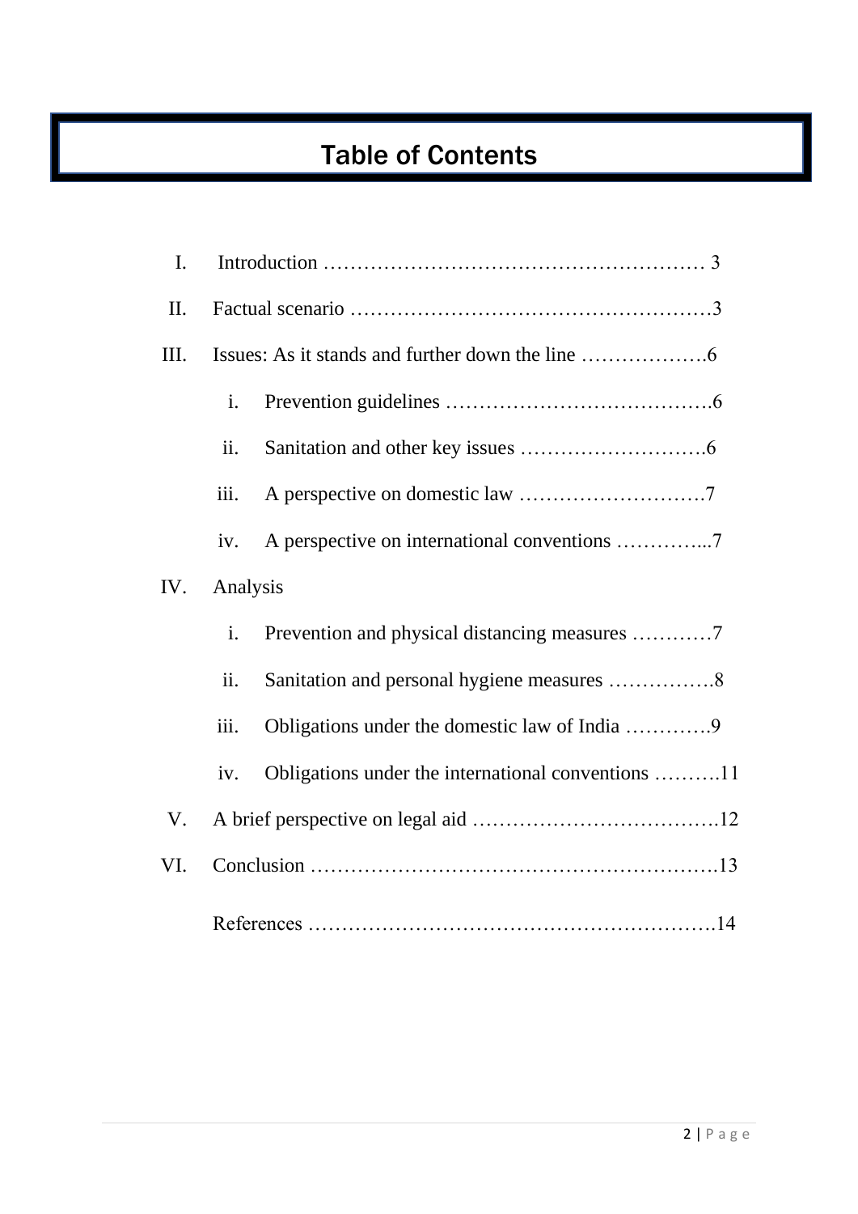# Table of Contents

I. Introduction ………………………………………………… 3

II. Factual scenario ………………………………………………3

III. Issues: As it stands and further down the line ……………….6

  i. Prevention guidelines ………………………………….6

  ii. Sanitation and other key issues ……………………….6

  iii. A perspective on domestic law ……………………….7

  iv. A perspective on international conventions …………...7

IV. Analysis

  i. Prevention and physical distancing measures …………7

  ii. Sanitation and personal hygiene measures …………….8

  iii. Obligations under the domestic law of India ………….9

  iv. Obligations under the international conventions ……….11

V. A brief perspective on legal aid ……………………………….12

VI. Conclusion …………………………………………………….13

References …………………………………………………….14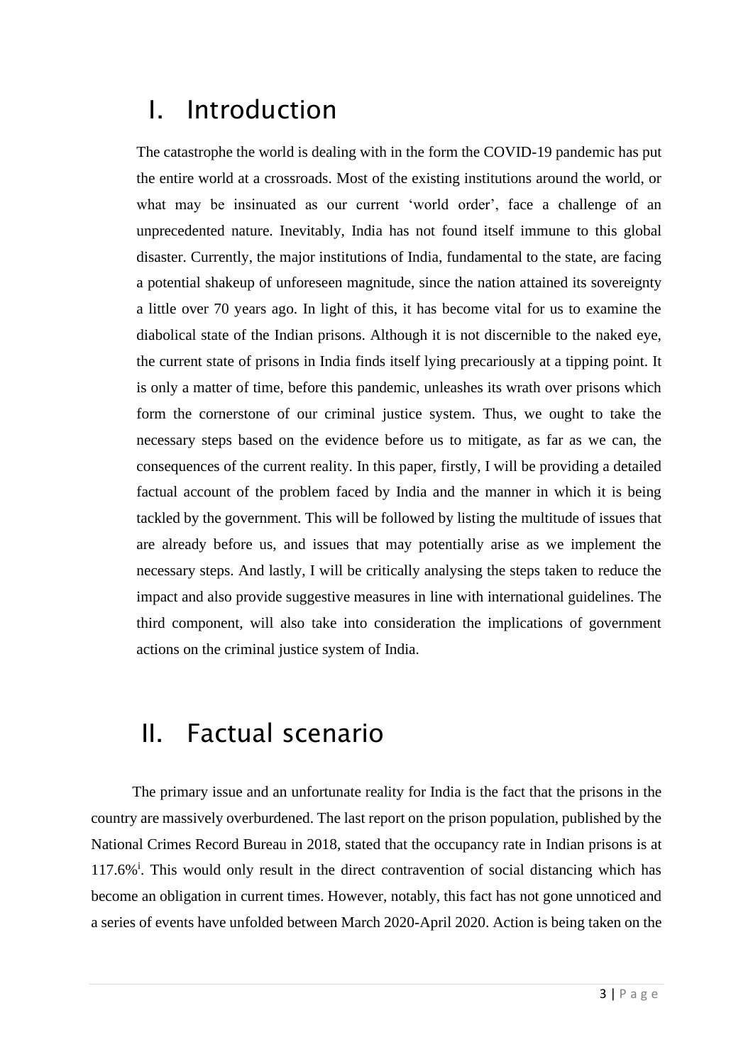# I. Introduction

The catastrophe the world is dealing with in the form the COVID-19 pandemic has put the entire world at a crossroads. Most of the existing institutions around the world, or what may be insinuated as our current 'world order', face a challenge of an unprecedented nature. Inevitably, India has not found itself immune to this global disaster. Currently, the major institutions of India, fundamental to the state, are facing a potential shakeup of unforeseen magnitude, since the nation attained its sovereignty a little over 70 years ago. In light of this, it has become vital for us to examine the diabolical state of the Indian prisons. Although it is not discernible to the naked eye, the current state of prisons in India finds itself lying precariously at a tipping point. It is only a matter of time, before this pandemic, unleashes its wrath over prisons which form the cornerstone of our criminal justice system. Thus, we ought to take the necessary steps based on the evidence before us to mitigate, as far as we can, the consequences of the current reality. In this paper, firstly, I will be providing a detailed factual account of the problem faced by India and the manner in which it is being tackled by the government. This will be followed by listing the multitude of issues that are already before us, and issues that may potentially arise as we implement the necessary steps. And lastly, I will be critically analysing the steps taken to reduce the impact and also provide suggestive measures in line with international guidelines. The third component, will also take into consideration the implications of government actions on the criminal justice system of India.

# II. Factual scenario

The primary issue and an unfortunate reality for India is the fact that the prisons in the country are massively overburdened. The last report on the prison population, published by the National Crimes Record Bureau in 2018, stated that the occupancy rate in Indian prisons is at 117.6%[i]. This would only result in the direct contravention of social distancing which has become an obligation in current times. However, notably, this fact has not gone unnoticed and a series of events have unfolded between March 2020-April 2020. Action is being taken on the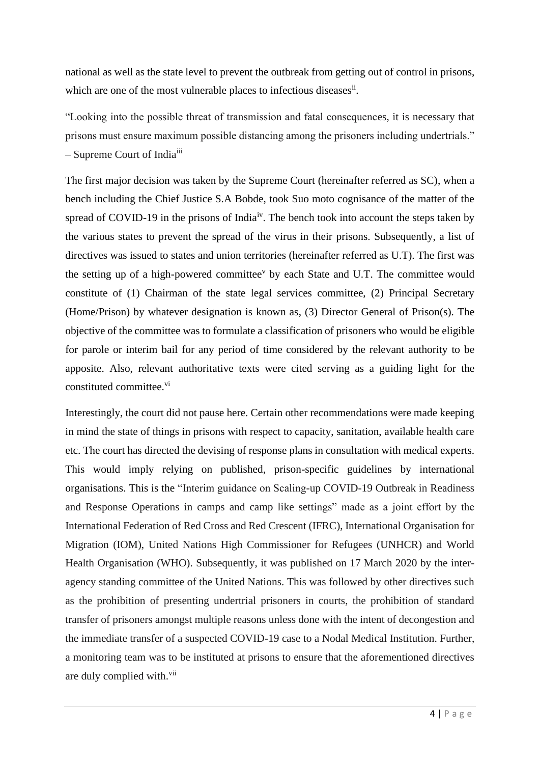national as well as the state level to prevent the outbreak from getting out of control in prisons, which are one of the most vulnerable places to infectious diseases[ii].

"Looking into the possible threat of transmission and fatal consequences, it is necessary that prisons must ensure maximum possible distancing among the prisoners including undertrials." – Supreme Court of India[iii]

The first major decision was taken by the Supreme Court (hereinafter referred as SC), when a bench including the Chief Justice S.A Bobde, took Suo moto cognisance of the matter of the spread of COVID-19 in the prisons of India[iv]. The bench took into account the steps taken by the various states to prevent the spread of the virus in their prisons. Subsequently, a list of directives was issued to states and union territories (hereinafter referred as U.T). The first was the setting up of a high-powered committee[v] by each State and U.T. The committee would constitute of (1) Chairman of the state legal services committee, (2) Principal Secretary (Home/Prison) by whatever designation is known as, (3) Director General of Prison(s). The objective of the committee was to formulate a classification of prisoners who would be eligible for parole or interim bail for any period of time considered by the relevant authority to be apposite. Also, relevant authoritative texts were cited serving as a guiding light for the constituted committee.[vi]

Interestingly, the court did not pause here. Certain other recommendations were made keeping in mind the state of things in prisons with respect to capacity, sanitation, available health care etc. The court has directed the devising of response plans in consultation with medical experts. This would imply relying on published, prison-specific guidelines by international organisations. This is the "Interim guidance on Scaling-up COVID-19 Outbreak in Readiness and Response Operations in camps and camp like settings" made as a joint effort by the International Federation of Red Cross and Red Crescent (IFRC), International Organisation for Migration (IOM), United Nations High Commissioner for Refugees (UNHCR) and World Health Organisation (WHO). Subsequently, it was published on 17 March 2020 by the inter-agency standing committee of the United Nations. This was followed by other directives such as the prohibition of presenting undertrial prisoners in courts, the prohibition of standard transfer of prisoners amongst multiple reasons unless done with the intent of decongestion and the immediate transfer of a suspected COVID-19 case to a Nodal Medical Institution. Further, a monitoring team was to be instituted at prisons to ensure that the aforementioned directives are duly complied with.[vii]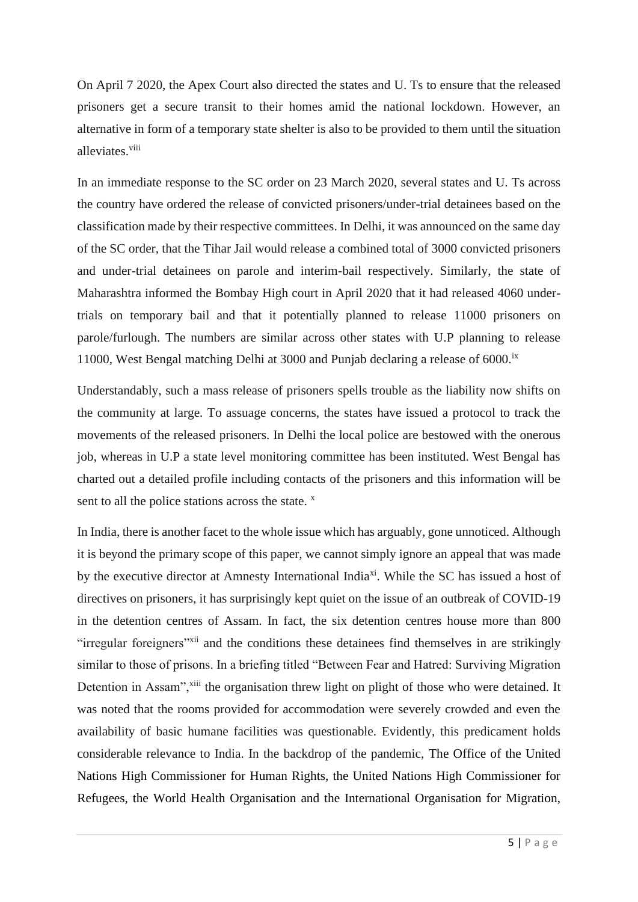On April 7 2020, the Apex Court also directed the states and U. Ts to ensure that the released prisoners get a secure transit to their homes amid the national lockdown. However, an alternative in form of a temporary state shelter is also to be provided to them until the situation alleviates.[viii]

In an immediate response to the SC order on 23 March 2020, several states and U. Ts across the country have ordered the release of convicted prisoners/under-trial detainees based on the classification made by their respective committees. In Delhi, it was announced on the same day of the SC order, that the Tihar Jail would release a combined total of 3000 convicted prisoners and under-trial detainees on parole and interim-bail respectively. Similarly, the state of Maharashtra informed the Bombay High court in April 2020 that it had released 4060 under-trials on temporary bail and that it potentially planned to release 11000 prisoners on parole/furlough. The numbers are similar across other states with U.P planning to release 11000, West Bengal matching Delhi at 3000 and Punjab declaring a release of 6000.[ix]

Understandably, such a mass release of prisoners spells trouble as the liability now shifts on the community at large. To assuage concerns, the states have issued a protocol to track the movements of the released prisoners. In Delhi the local police are bestowed with the onerous job, whereas in U.P a state level monitoring committee has been instituted. West Bengal has charted out a detailed profile including contacts of the prisoners and this information will be sent to all the police stations across the state. [x]

In India, there is another facet to the whole issue which has arguably, gone unnoticed. Although it is beyond the primary scope of this paper, we cannot simply ignore an appeal that was made by the executive director at Amnesty International India[xi]. While the SC has issued a host of directives on prisoners, it has surprisingly kept quiet on the issue of an outbreak of COVID-19 in the detention centres of Assam. In fact, the six detention centres house more than 800 "irregular foreigners"[xii] and the conditions these detainees find themselves in are strikingly similar to those of prisons. In a briefing titled "Between Fear and Hatred: Surviving Migration Detention in Assam",[xiii] the organisation threw light on plight of those who were detained. It was noted that the rooms provided for accommodation were severely crowded and even the availability of basic humane facilities was questionable. Evidently, this predicament holds considerable relevance to India. In the backdrop of the pandemic, The Office of the United Nations High Commissioner for Human Rights, the United Nations High Commissioner for Refugees, the World Health Organisation and the International Organisation for Migration,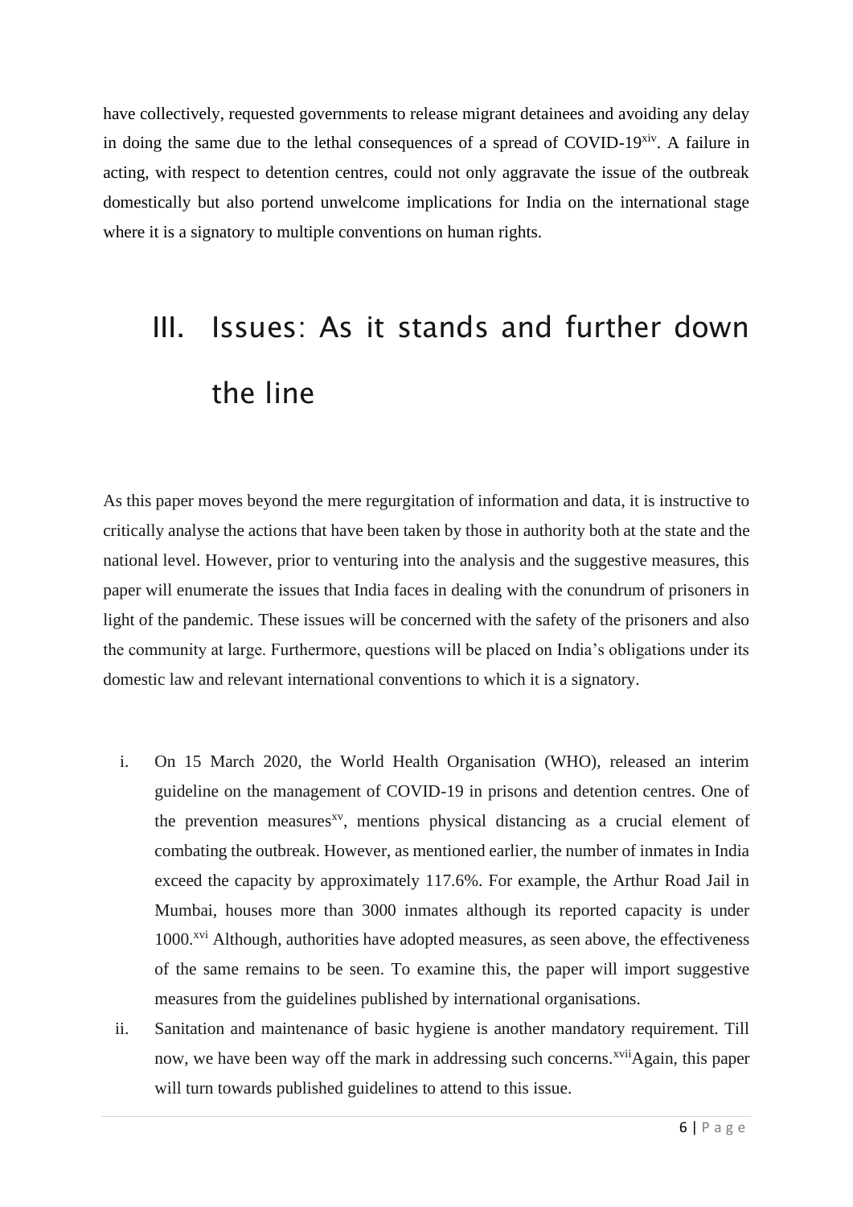have collectively, requested governments to release migrant detainees and avoiding any delay in doing the same due to the lethal consequences of a spread of COVID-19[xiv]. A failure in acting, with respect to detention centres, could not only aggravate the issue of the outbreak domestically but also portend unwelcome implications for India on the international stage where it is a signatory to multiple conventions on human rights.

# III. Issues: As it stands and further down the line

As this paper moves beyond the mere regurgitation of information and data, it is instructive to critically analyse the actions that have been taken by those in authority both at the state and the national level. However, prior to venturing into the analysis and the suggestive measures, this paper will enumerate the issues that India faces in dealing with the conundrum of prisoners in light of the pandemic. These issues will be concerned with the safety of the prisoners and also the community at large. Furthermore, questions will be placed on India's obligations under its domestic law and relevant international conventions to which it is a signatory.

i. On 15 March 2020, the World Health Organisation (WHO), released an interim guideline on the management of COVID-19 in prisons and detention centres. One of the prevention measures[xv], mentions physical distancing as a crucial element of combating the outbreak. However, as mentioned earlier, the number of inmates in India exceed the capacity by approximately 117.6%. For example, the Arthur Road Jail in Mumbai, houses more than 3000 inmates although its reported capacity is under 1000.[xvi] Although, authorities have adopted measures, as seen above, the effectiveness of the same remains to be seen. To examine this, the paper will import suggestive measures from the guidelines published by international organisations.

ii. Sanitation and maintenance of basic hygiene is another mandatory requirement. Till now, we have been way off the mark in addressing such concerns.[xvii]Again, this paper will turn towards published guidelines to attend to this issue.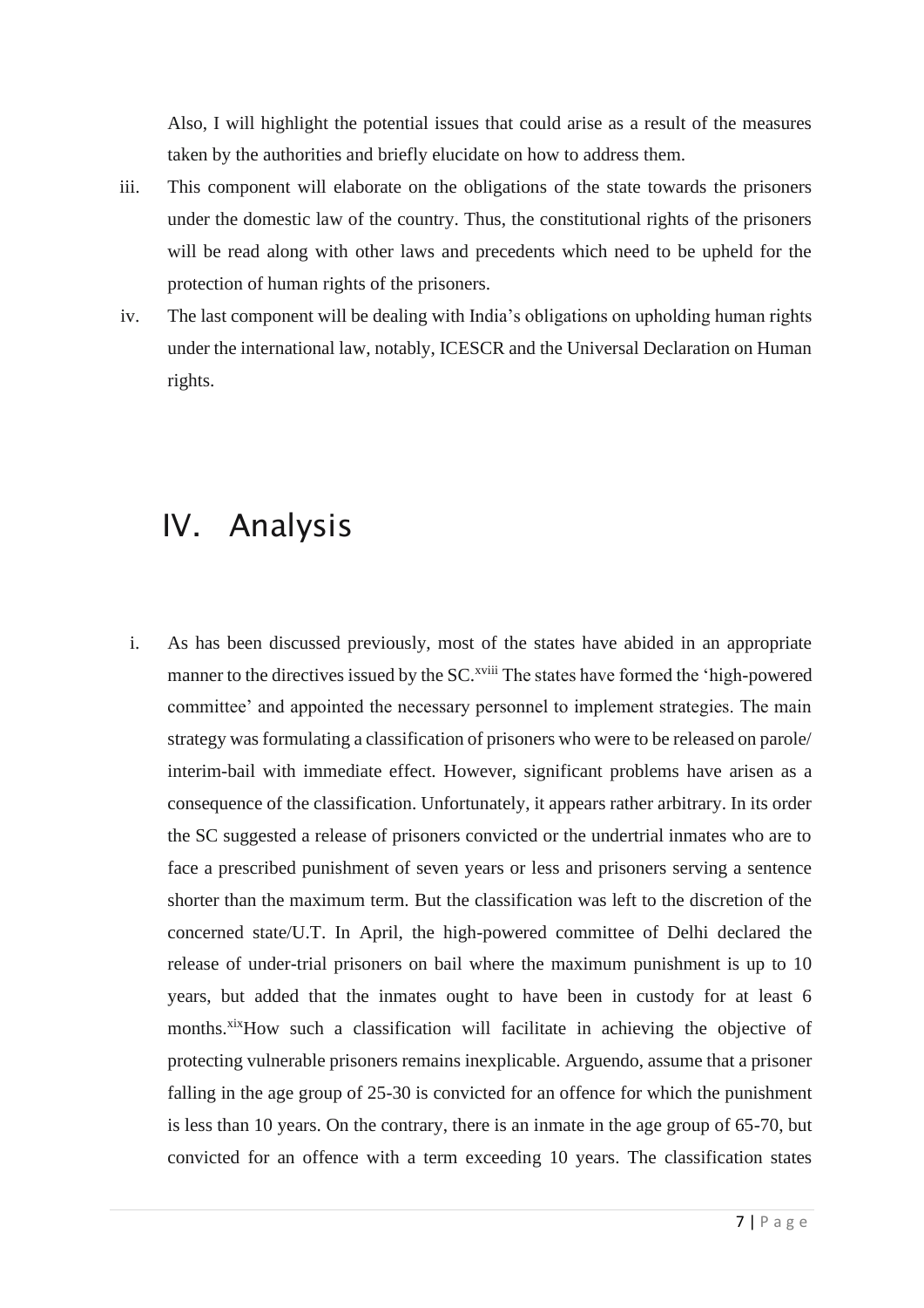Also, I will highlight the potential issues that could arise as a result of the measures taken by the authorities and briefly elucidate on how to address them.

iii. This component will elaborate on the obligations of the state towards the prisoners under the domestic law of the country. Thus, the constitutional rights of the prisoners will be read along with other laws and precedents which need to be upheld for the protection of human rights of the prisoners.

iv. The last component will be dealing with India's obligations on upholding human rights under the international law, notably, ICESCR and the Universal Declaration on Human rights.

# IV. Analysis

i. As has been discussed previously, most of the states have abided in an appropriate manner to the directives issued by the SC.[xviii] The states have formed the 'high-powered committee' and appointed the necessary personnel to implement strategies. The main strategy was formulating a classification of prisoners who were to be released on parole/ interim-bail with immediate effect. However, significant problems have arisen as a consequence of the classification. Unfortunately, it appears rather arbitrary. In its order the SC suggested a release of prisoners convicted or the undertrial inmates who are to face a prescribed punishment of seven years or less and prisoners serving a sentence shorter than the maximum term. But the classification was left to the discretion of the concerned state/U.T. In April, the high-powered committee of Delhi declared the release of under-trial prisoners on bail where the maximum punishment is up to 10 years, but added that the inmates ought to have been in custody for at least 6 months.[xix]How such a classification will facilitate in achieving the objective of protecting vulnerable prisoners remains inexplicable. Arguendo, assume that a prisoner falling in the age group of 25-30 is convicted for an offence for which the punishment is less than 10 years. On the contrary, there is an inmate in the age group of 65-70, but convicted for an offence with a term exceeding 10 years. The classification states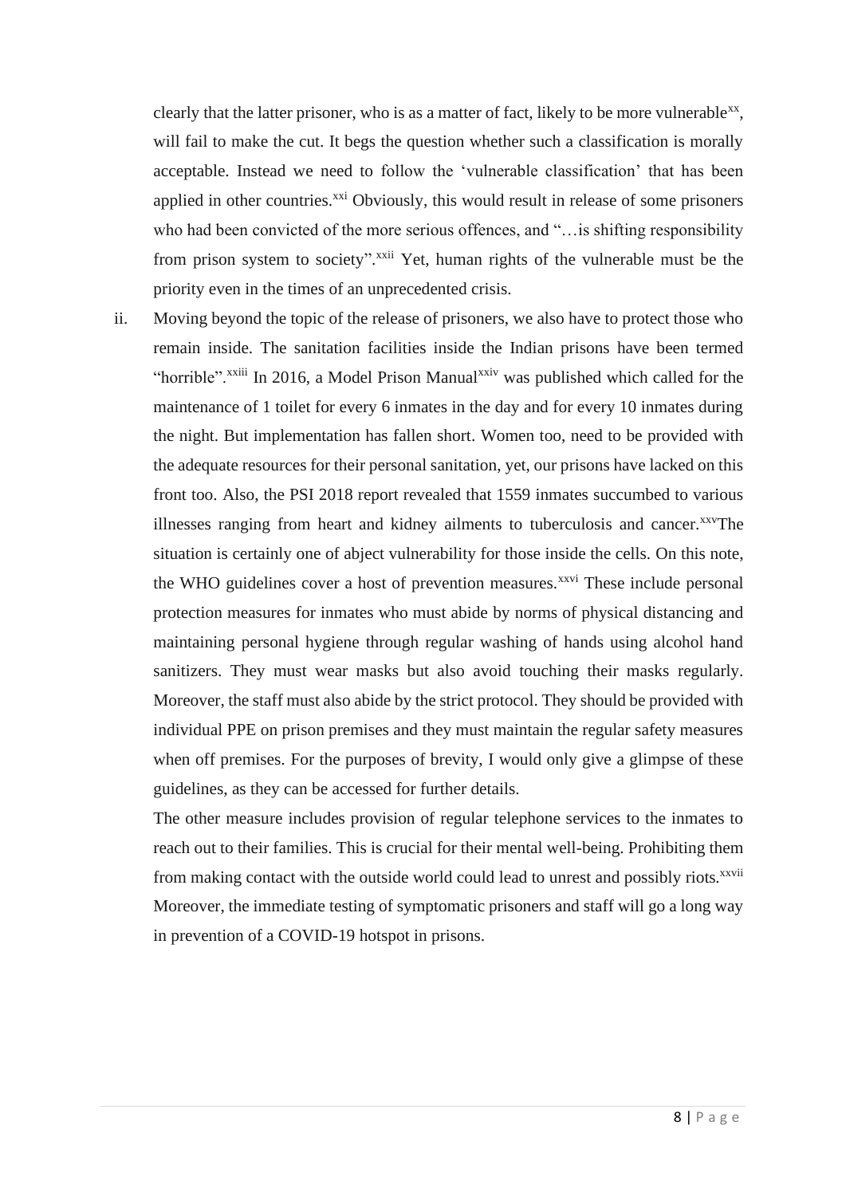clearly that the latter prisoner, who is as a matter of fact, likely to be more vulnerable[xx], will fail to make the cut. It begs the question whether such a classification is morally acceptable. Instead we need to follow the 'vulnerable classification' that has been applied in other countries.[xxi] Obviously, this would result in release of some prisoners who had been convicted of the more serious offences, and "…is shifting responsibility from prison system to society".[xxii] Yet, human rights of the vulnerable must be the priority even in the times of an unprecedented crisis.

ii. Moving beyond the topic of the release of prisoners, we also have to protect those who remain inside. The sanitation facilities inside the Indian prisons have been termed "horrible".[xxiii] In 2016, a Model Prison Manual[xxiv] was published which called for the maintenance of 1 toilet for every 6 inmates in the day and for every 10 inmates during the night. But implementation has fallen short. Women too, need to be provided with the adequate resources for their personal sanitation, yet, our prisons have lacked on this front too. Also, the PSI 2018 report revealed that 1559 inmates succumbed to various illnesses ranging from heart and kidney ailments to tuberculosis and cancer.[xxv]The situation is certainly one of abject vulnerability for those inside the cells. On this note, the WHO guidelines cover a host of prevention measures.[xxvi] These include personal protection measures for inmates who must abide by norms of physical distancing and maintaining personal hygiene through regular washing of hands using alcohol hand sanitizers. They must wear masks but also avoid touching their masks regularly. Moreover, the staff must also abide by the strict protocol. They should be provided with individual PPE on prison premises and they must maintain the regular safety measures when off premises. For the purposes of brevity, I would only give a glimpse of these guidelines, as they can be accessed for further details.

   The other measure includes provision of regular telephone services to the inmates to reach out to their families. This is crucial for their mental well-being. Prohibiting them from making contact with the outside world could lead to unrest and possibly riots.[xxvii] Moreover, the immediate testing of symptomatic prisoners and staff will go a long way in prevention of a COVID-19 hotspot in prisons.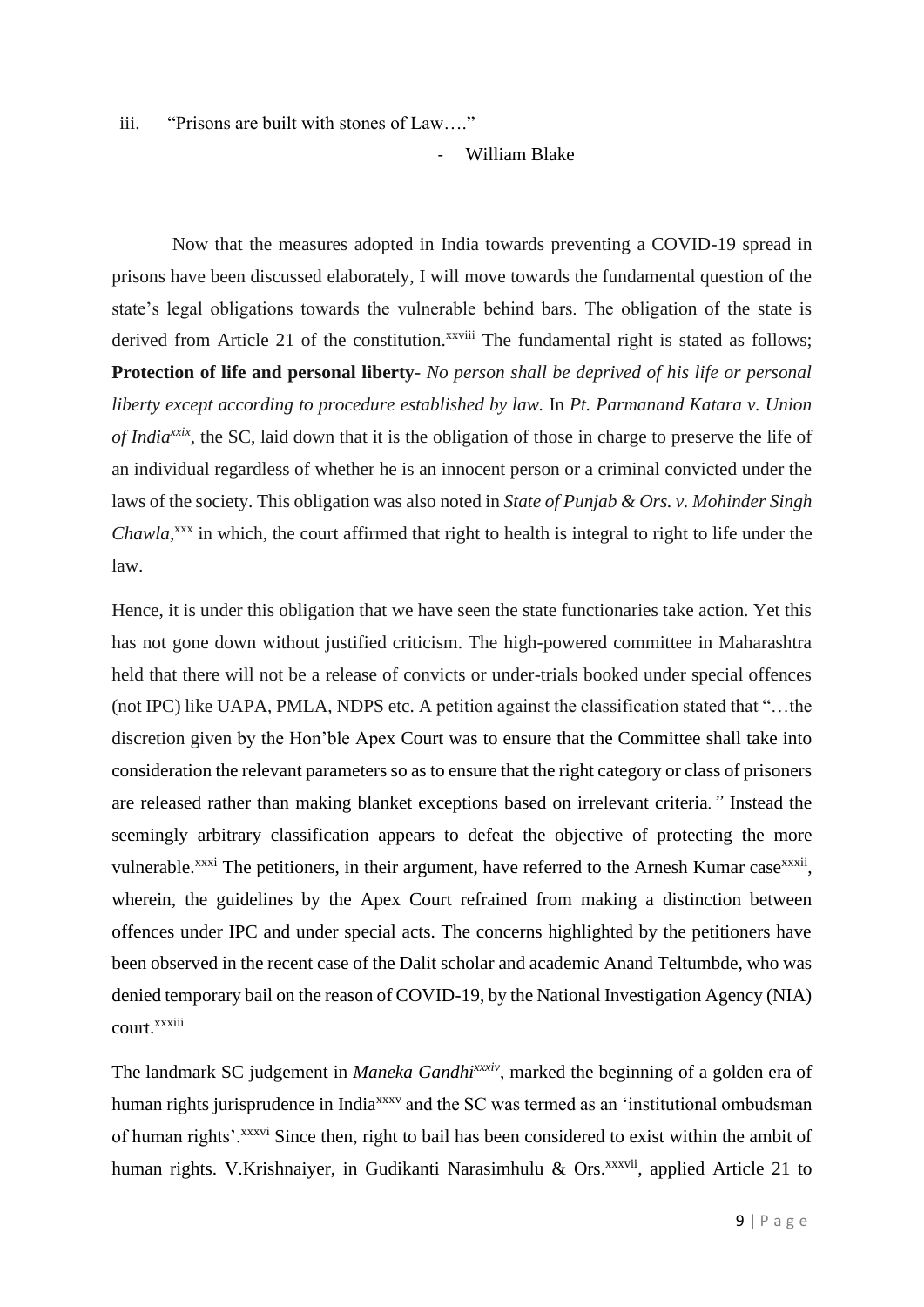iii. "Prisons are built with stones of Law…."

- William Blake

Now that the measures adopted in India towards preventing a COVID-19 spread in prisons have been discussed elaborately, I will move towards the fundamental question of the state's legal obligations towards the vulnerable behind bars. The obligation of the state is derived from Article 21 of the constitution.[xxviii] The fundamental right is stated as follows; **Protection of life and personal liberty**- *No person shall be deprived of his life or personal liberty except according to procedure established by law.* In *Pt. Parmanand Katara v. Union of India*[xxix], the SC, laid down that it is the obligation of those in charge to preserve the life of an individual regardless of whether he is an innocent person or a criminal convicted under the laws of the society. This obligation was also noted in *State of Punjab & Ors. v. Mohinder Singh Chawla*,[xxx] in which, the court affirmed that right to health is integral to right to life under the law.

Hence, it is under this obligation that we have seen the state functionaries take action. Yet this has not gone down without justified criticism. The high-powered committee in Maharashtra held that there will not be a release of convicts or under-trials booked under special offences (not IPC) like UAPA, PMLA, NDPS etc. A petition against the classification stated that "…the discretion given by the Hon'ble Apex Court was to ensure that the Committee shall take into consideration the relevant parameters so as to ensure that the right category or class of prisoners are released rather than making blanket exceptions based on irrelevant criteria*."* Instead the seemingly arbitrary classification appears to defeat the objective of protecting the more vulnerable.[xxxi] The petitioners, in their argument, have referred to the Arnesh Kumar case[xxxii], wherein, the guidelines by the Apex Court refrained from making a distinction between offences under IPC and under special acts. The concerns highlighted by the petitioners have been observed in the recent case of the Dalit scholar and academic Anand Teltumbde, who was denied temporary bail on the reason of COVID-19, by the National Investigation Agency (NIA) court.[xxxiii]

The landmark SC judgement in *Maneka Gandhi*[xxxiv], marked the beginning of a golden era of human rights jurisprudence in India[xxxv] and the SC was termed as an 'institutional ombudsman of human rights'.[xxxvi] Since then, right to bail has been considered to exist within the ambit of human rights. V.Krishnaiyer, in Gudikanti Narasimhulu & Ors.[xxxvii], applied Article 21 to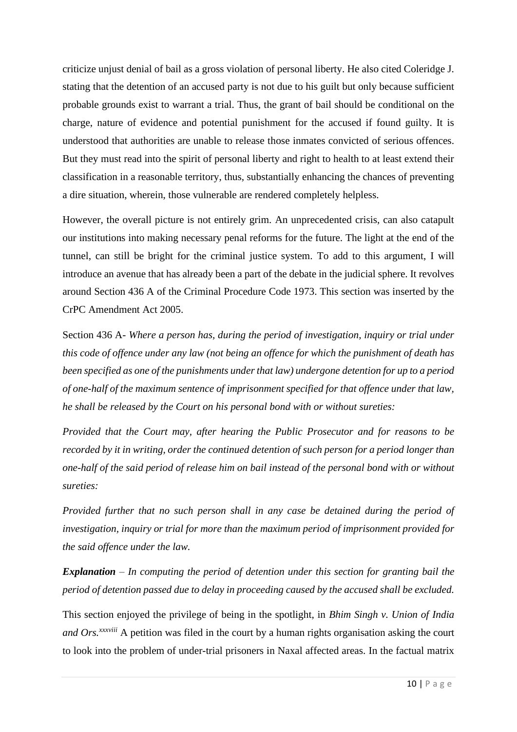criticize unjust denial of bail as a gross violation of personal liberty. He also cited Coleridge J. stating that the detention of an accused party is not due to his guilt but only because sufficient probable grounds exist to warrant a trial. Thus, the grant of bail should be conditional on the charge, nature of evidence and potential punishment for the accused if found guilty. It is understood that authorities are unable to release those inmates convicted of serious offences. But they must read into the spirit of personal liberty and right to health to at least extend their classification in a reasonable territory, thus, substantially enhancing the chances of preventing a dire situation, wherein, those vulnerable are rendered completely helpless.

However, the overall picture is not entirely grim. An unprecedented crisis, can also catapult our institutions into making necessary penal reforms for the future. The light at the end of the tunnel, can still be bright for the criminal justice system. To add to this argument, I will introduce an avenue that has already been a part of the debate in the judicial sphere. It revolves around Section 436 A of the Criminal Procedure Code 1973. This section was inserted by the CrPC Amendment Act 2005.

Section 436 A- *Where a person has, during the period of investigation, inquiry or trial under this code of offence under any law (not being an offence for which the punishment of death has been specified as one of the punishments under that law) undergone detention for up to a period of one-half of the maximum sentence of imprisonment specified for that offence under that law, he shall be released by the Court on his personal bond with or without sureties:*

*Provided that the Court may, after hearing the Public Prosecutor and for reasons to be recorded by it in writing, order the continued detention of such person for a period longer than one-half of the said period of release him on bail instead of the personal bond with or without sureties:*

*Provided further that no such person shall in any case be detained during the period of investigation, inquiry or trial for more than the maximum period of imprisonment provided for the said offence under the law.*

***Explanation*** – *In computing the period of detention under this section for granting bail the period of detention passed due to delay in proceeding caused by the accused shall be excluded.*

This section enjoyed the privilege of being in the spotlight, in *Bhim Singh v. Union of India and Ors.*[xxxviii] A petition was filed in the court by a human rights organisation asking the court to look into the problem of under-trial prisoners in Naxal affected areas. In the factual matrix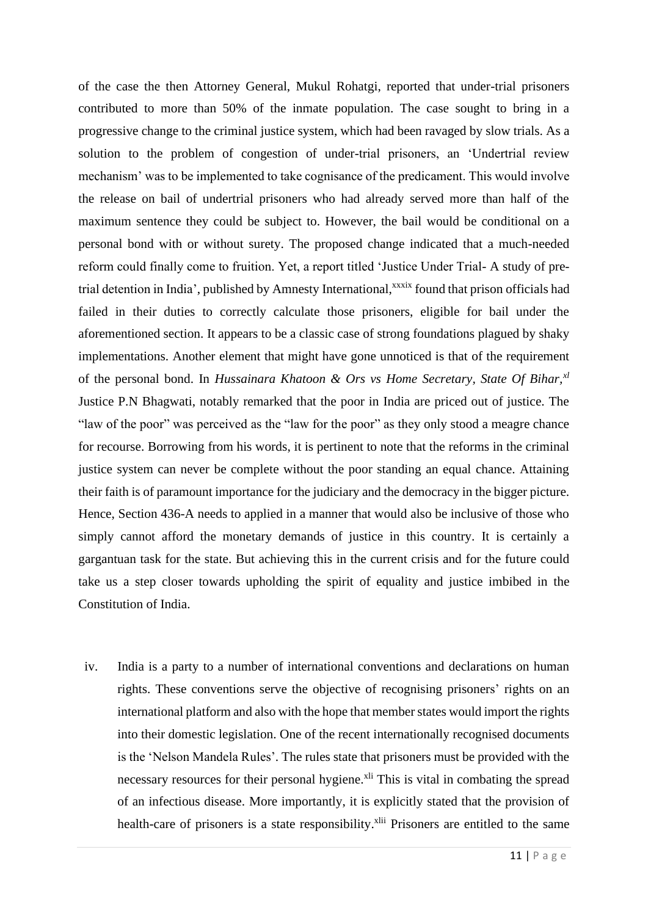of the case the then Attorney General, Mukul Rohatgi, reported that under-trial prisoners contributed to more than 50% of the inmate population. The case sought to bring in a progressive change to the criminal justice system, which had been ravaged by slow trials. As a solution to the problem of congestion of under-trial prisoners, an 'Undertrial review mechanism' was to be implemented to take cognisance of the predicament. This would involve the release on bail of undertrial prisoners who had already served more than half of the maximum sentence they could be subject to. However, the bail would be conditional on a personal bond with or without surety. The proposed change indicated that a much-needed reform could finally come to fruition. Yet, a report titled 'Justice Under Trial- A study of pre-trial detention in India', published by Amnesty International,[xxxix] found that prison officials had failed in their duties to correctly calculate those prisoners, eligible for bail under the aforementioned section. It appears to be a classic case of strong foundations plagued by shaky implementations. Another element that might have gone unnoticed is that of the requirement of the personal bond. In *Hussainara Khatoon & Ors vs Home Secretary, State Of Bihar*,[xl] Justice P.N Bhagwati, notably remarked that the poor in India are priced out of justice. The "law of the poor" was perceived as the "law for the poor" as they only stood a meagre chance for recourse. Borrowing from his words, it is pertinent to note that the reforms in the criminal justice system can never be complete without the poor standing an equal chance. Attaining their faith is of paramount importance for the judiciary and the democracy in the bigger picture. Hence, Section 436-A needs to applied in a manner that would also be inclusive of those who simply cannot afford the monetary demands of justice in this country. It is certainly a gargantuan task for the state. But achieving this in the current crisis and for the future could take us a step closer towards upholding the spirit of equality and justice imbibed in the Constitution of India.

iv. India is a party to a number of international conventions and declarations on human rights. These conventions serve the objective of recognising prisoners' rights on an international platform and also with the hope that member states would import the rights into their domestic legislation. One of the recent internationally recognised documents is the 'Nelson Mandela Rules'. The rules state that prisoners must be provided with the necessary resources for their personal hygiene.[xli] This is vital in combating the spread of an infectious disease. More importantly, it is explicitly stated that the provision of health-care of prisoners is a state responsibility.[xlii] Prisoners are entitled to the same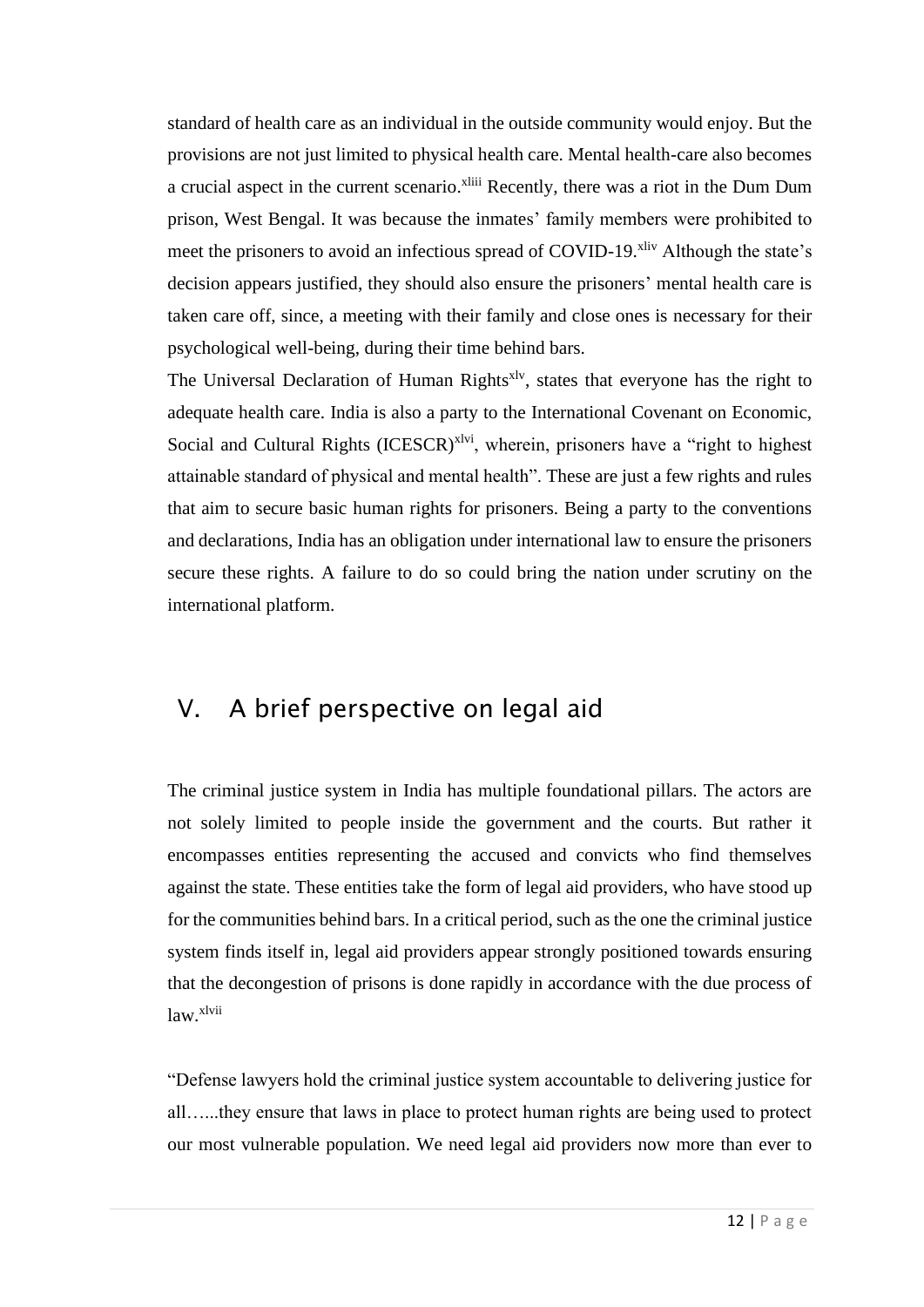standard of health care as an individual in the outside community would enjoy. But the provisions are not just limited to physical health care. Mental health-care also becomes a crucial aspect in the current scenario.[xliii] Recently, there was a riot in the Dum Dum prison, West Bengal. It was because the inmates' family members were prohibited to meet the prisoners to avoid an infectious spread of COVID-19.[xliv] Although the state's decision appears justified, they should also ensure the prisoners' mental health care is taken care off, since, a meeting with their family and close ones is necessary for their psychological well-being, during their time behind bars.

The Universal Declaration of Human Rights[xlv], states that everyone has the right to adequate health care. India is also a party to the International Covenant on Economic, Social and Cultural Rights (ICESCR)[xlvi], wherein, prisoners have a "right to highest attainable standard of physical and mental health". These are just a few rights and rules that aim to secure basic human rights for prisoners. Being a party to the conventions and declarations, India has an obligation under international law to ensure the prisoners secure these rights. A failure to do so could bring the nation under scrutiny on the international platform.

## V. A brief perspective on legal aid

The criminal justice system in India has multiple foundational pillars. The actors are not solely limited to people inside the government and the courts. But rather it encompasses entities representing the accused and convicts who find themselves against the state. These entities take the form of legal aid providers, who have stood up for the communities behind bars. In a critical period, such as the one the criminal justice system finds itself in, legal aid providers appear strongly positioned towards ensuring that the decongestion of prisons is done rapidly in accordance with the due process of law.[xlvii]

"Defense lawyers hold the criminal justice system accountable to delivering justice for all…...they ensure that laws in place to protect human rights are being used to protect our most vulnerable population. We need legal aid providers now more than ever to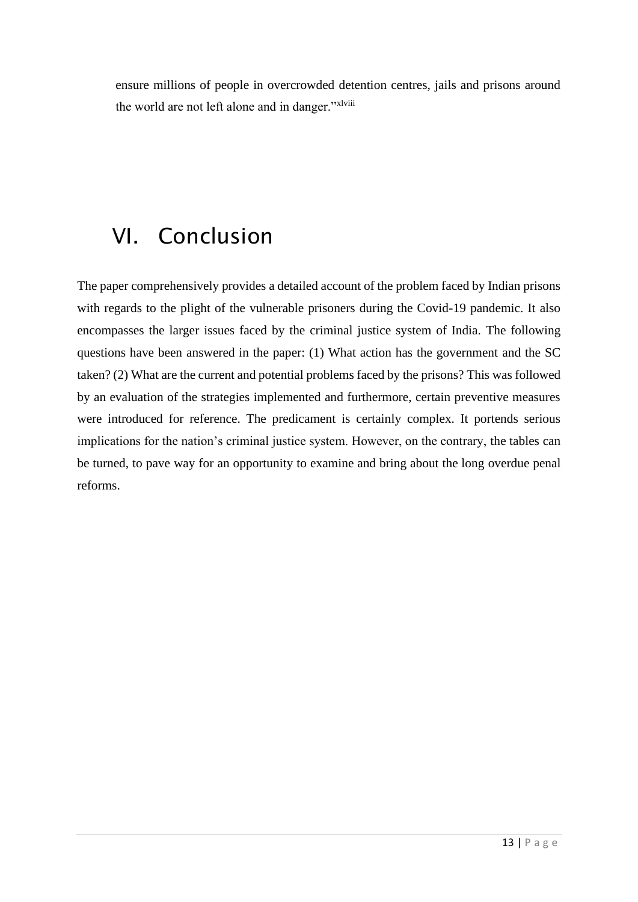ensure millions of people in overcrowded detention centres, jails and prisons around the world are not left alone and in danger."[xlviii]

## VI. Conclusion

The paper comprehensively provides a detailed account of the problem faced by Indian prisons with regards to the plight of the vulnerable prisoners during the Covid-19 pandemic. It also encompasses the larger issues faced by the criminal justice system of India. The following questions have been answered in the paper: (1) What action has the government and the SC taken? (2) What are the current and potential problems faced by the prisons? This was followed by an evaluation of the strategies implemented and furthermore, certain preventive measures were introduced for reference. The predicament is certainly complex. It portends serious implications for the nation's criminal justice system. However, on the contrary, the tables can be turned, to pave way for an opportunity to examine and bring about the long overdue penal reforms.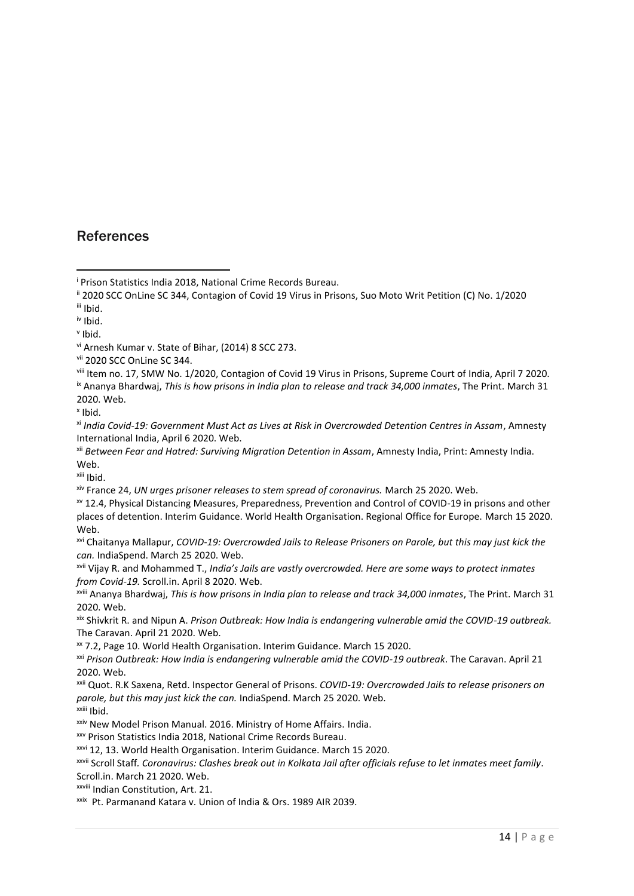## References

[i] Prison Statistics India 2018, National Crime Records Bureau.

[ii] 2020 SCC OnLine SC 344, Contagion of Covid 19 Virus in Prisons, Suo Moto Writ Petition (C) No. 1/2020

[iii] Ibid.

[iv] Ibid.

[v] Ibid.

[vi] Arnesh Kumar v. State of Bihar, (2014) 8 SCC 273.

[vii] 2020 SCC OnLine SC 344.

[viii] Item no. 17, SMW No. 1/2020, Contagion of Covid 19 Virus in Prisons, Supreme Court of India, April 7 2020.

[ix] Ananya Bhardwaj, *This is how prisons in India plan to release and track 34,000 inmates*, The Print. March 31 2020. Web.

[x] Ibid.

[xi] *India Covid-19: Government Must Act as Lives at Risk in Overcrowded Detention Centres in Assam*, Amnesty International India, April 6 2020. Web.

[xii] *Between Fear and Hatred: Surviving Migration Detention in Assam*, Amnesty India, Print: Amnesty India. Web.

[xiii] Ibid.

[xiv] France 24, *UN urges prisoner releases to stem spread of coronavirus.* March 25 2020. Web.

[xv] 12.4, Physical Distancing Measures, Preparedness, Prevention and Control of COVID-19 in prisons and other places of detention. Interim Guidance. World Health Organisation. Regional Office for Europe. March 15 2020. Web.

[xvi] Chaitanya Mallapur, *COVID-19: Overcrowded Jails to Release Prisoners on Parole, but this may just kick the can.* IndiaSpend. March 25 2020. Web.

[xvii] Vijay R. and Mohammed T., *India's Jails are vastly overcrowded. Here are some ways to protect inmates from Covid-19.* Scroll.in. April 8 2020. Web.

[xviii] Ananya Bhardwaj, *This is how prisons in India plan to release and track 34,000 inmates*, The Print. March 31 2020. Web.

[xix] Shivkrit R. and Nipun A. *Prison Outbreak: How India is endangering vulnerable amid the COVID-19 outbreak.* The Caravan. April 21 2020. Web.

[xx] 7.2, Page 10. World Health Organisation. Interim Guidance. March 15 2020.

[xxi] *Prison Outbreak: How India is endangering vulnerable amid the COVID-19 outbreak*. The Caravan. April 21 2020. Web.

[xxii] Quot. R.K Saxena, Retd. Inspector General of Prisons. *COVID-19: Overcrowded Jails to release prisoners on parole, but this may just kick the can.* IndiaSpend. March 25 2020. Web.

[xxiii] Ibid.

[xxiv] New Model Prison Manual. 2016. Ministry of Home Affairs. India.

[xxv] Prison Statistics India 2018, National Crime Records Bureau.

[xxvi] 12, 13. World Health Organisation. Interim Guidance. March 15 2020.

[xxvii] Scroll Staff*. Coronavirus: Clashes break out in Kolkata Jail after officials refuse to let inmates meet family*. Scroll.in. March 21 2020. Web.

[xxviii] Indian Constitution, Art. 21.

[xxix] Pt. Parmanand Katara v. Union of India & Ors. 1989 AIR 2039.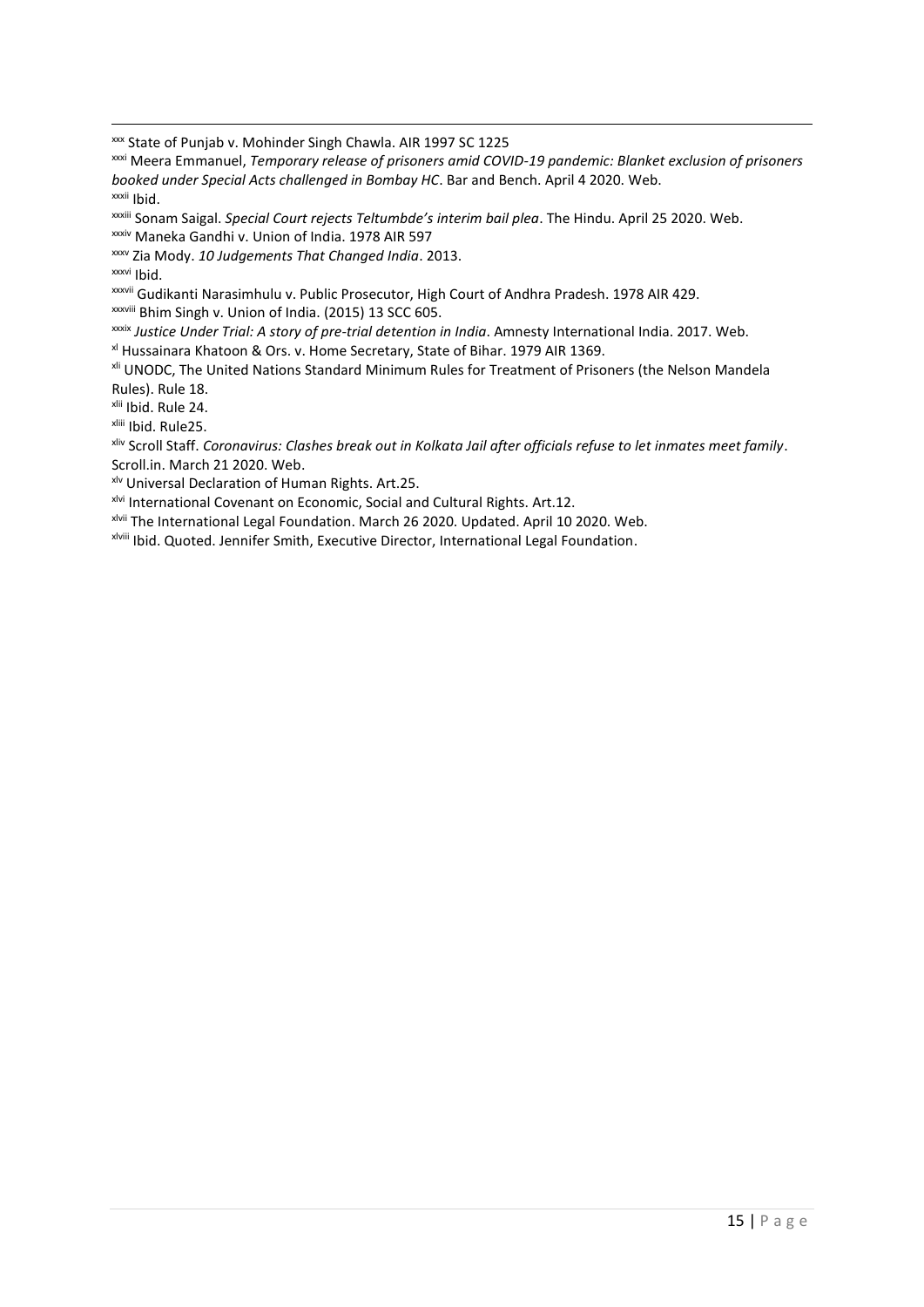[xxx] State of Punjab v. Mohinder Singh Chawla. AIR 1997 SC 1225

[xxxi] Meera Emmanuel, *Temporary release of prisoners amid COVID-19 pandemic: Blanket exclusion of prisoners booked under Special Acts challenged in Bombay HC*. Bar and Bench. April 4 2020. Web.

[xxxii] Ibid.

[xxxiii] Sonam Saigal. *Special Court rejects Teltumbde's interim bail plea*. The Hindu. April 25 2020. Web.

[xxxiv] Maneka Gandhi v. Union of India. 1978 AIR 597

[xxxv] Zia Mody. *10 Judgements That Changed India*. 2013.

[xxxvi] Ibid.

[xxxvii] Gudikanti Narasimhulu v. Public Prosecutor, High Court of Andhra Pradesh. 1978 AIR 429.

[xxxviii] Bhim Singh v. Union of India. (2015) 13 SCC 605.

[xxxix] *Justice Under Trial: A story of pre-trial detention in India*. Amnesty International India. 2017. Web.

[xl] Hussainara Khatoon & Ors. v. Home Secretary, State of Bihar. 1979 AIR 1369.

[xli] UNODC, The United Nations Standard Minimum Rules for Treatment of Prisoners (the Nelson Mandela Rules). Rule 18.

[xlii] Ibid. Rule 24.

[xliii] Ibid. Rule25.

[xliv] Scroll Staff. *Coronavirus: Clashes break out in Kolkata Jail after officials refuse to let inmates meet family*. Scroll.in. March 21 2020. Web.

[xlv] Universal Declaration of Human Rights. Art.25.

[xlvi] International Covenant on Economic, Social and Cultural Rights. Art.12.

[xlvii] The International Legal Foundation. March 26 2020. Updated. April 10 2020. Web.

[xlviii] Ibid. Quoted. Jennifer Smith, Executive Director, International Legal Foundation.